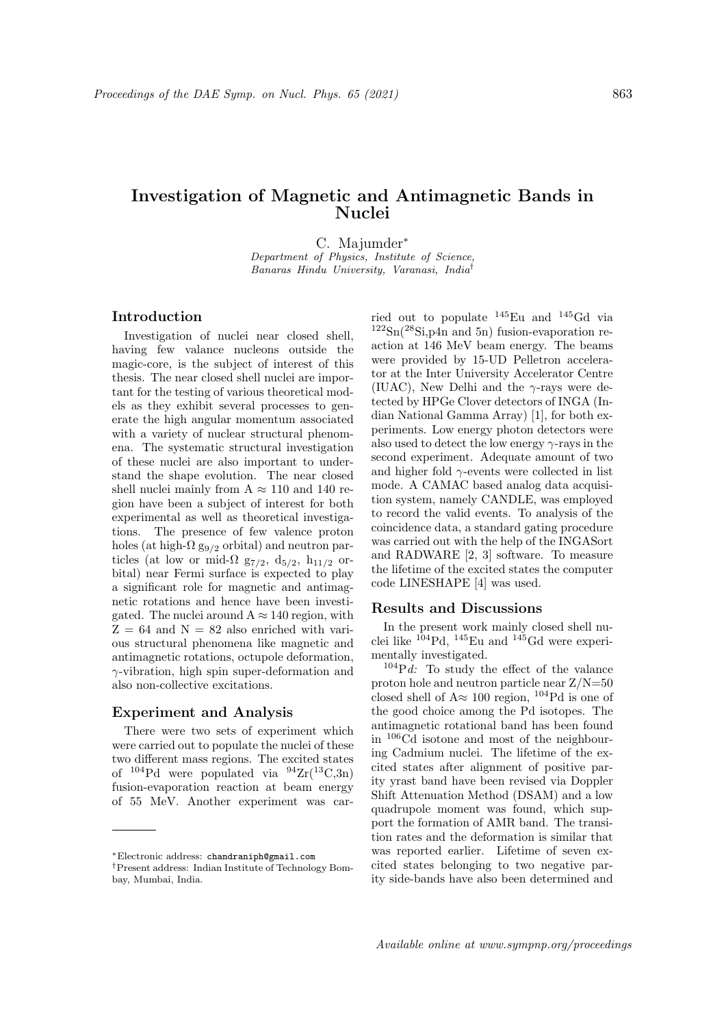# Investigation of Magnetic and Antimagnetic Bands in Nuclei

C. Majumder*

*Department of Physics, Institute of Science, Banaras Hindu University, Varanasi, India*[†]

## Introduction

Investigation of nuclei near closed shell, having few valance nucleons outside the magic-core, is the subject of interest of this thesis. The near closed shell nuclei are important for the testing of various theoretical models as they exhibit several processes to generate the high angular momentum associated with a variety of nuclear structural phenomena. The systematic structural investigation of these nuclei are also important to understand the shape evolution. The near closed shell nuclei mainly from A ≈ 110 and 140 region have been a subject of interest for both experimental as well as theoretical investigations. The presence of few valence proton holes (at high-Ω $g_{9/2}$ orbital) and neutron particles (at low or mid-Ω $g_{7/2}$, $d_{5/2}$, $h_{11/2}$ orbital) near Fermi surface is expected to play a significant role for magnetic and antimagnetic rotations and hence have been investigated. The nuclei around A ≈ 140 region, with Z = 64 and N = 82 also enriched with various structural phenomena like magnetic and antimagnetic rotations, octupole deformation, γ-vibration, high spin super-deformation and also non-collective excitations.

## Experiment and Analysis

There were two sets of experiment which were carried out to populate the nuclei of these two different mass regions. The excited states of $^{104}$Pd were populated via $^{94}$Zr($^{13}$C,3n) fusion-evaporation reaction at beam energy of 55 MeV. Another experiment was carried out to populate $^{145}$Eu and $^{145}$Gd via $^{122}$Sn($^{28}$Si,p4n and 5n) fusion-evaporation reaction at 146 MeV beam energy. The beams were provided by 15-UD Pelletron accelerator at the Inter University Accelerator Centre (IUAC), New Delhi and the γ-rays were detected by HPGe Clover detectors of INGA (Indian National Gamma Array) [1], for both experiments. Low energy photon detectors were also used to detect the low energy γ-rays in the second experiment. Adequate amount of two and higher fold γ-events were collected in list mode. A CAMAC based analog data acquisition system, namely CANDLE, was employed to record the valid events. To analysis of the coincidence data, a standard gating procedure was carried out with the help of the INGASort and RADWARE [2, 3] software. To measure the lifetime of the excited states the computer code LINESHAPE [4] was used.

## Results and Discussions

In the present work mainly closed shell nuclei like $^{104}$Pd, $^{145}$Eu and $^{145}$Gd were experimentally investigated.

*$^{104}$Pd:* To study the effect of the valance proton hole and neutron particle near Z/N=50 closed shell of A≈ 100 region, $^{104}$Pd is one of the good choice among the Pd isotopes. The antimagnetic rotational band has been found in $^{106}$Cd isotone and most of the neighbouring Cadmium nuclei. The lifetime of the excited states after alignment of positive parity yrast band have been revised via Doppler Shift Attenuation Method (DSAM) and a low quadrupole moment was found, which support the formation of AMR band. The transition rates and the deformation is similar that was reported earlier. Lifetime of seven excited states belonging to two negative parity side-bands have also been determined and

---

*Electronic address: chandraniph@gmail.com

[†]Present address: Indian Institute of Technology Bombay, Mumbai, India.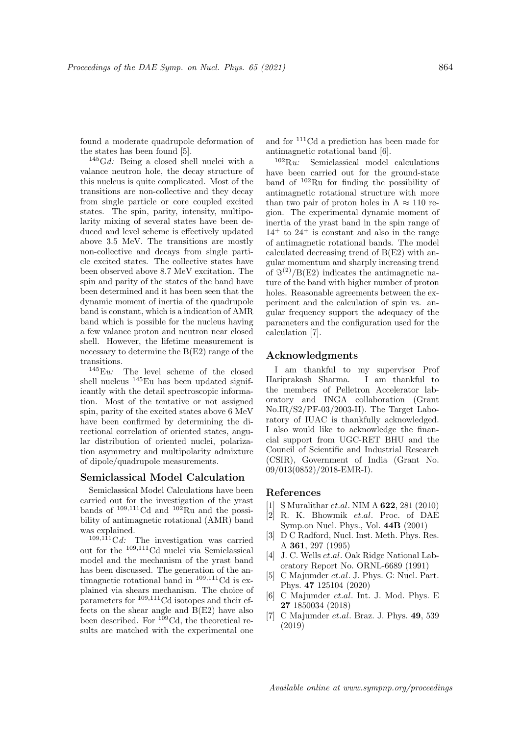found a moderate quadrupole deformation of the states has been found [5].

$^{145}$G*d:* Being a closed shell nuclei with a valance neutron hole, the decay structure of this nucleus is quite complicated. Most of the transitions are non-collective and they decay from single particle or core coupled excited states. The spin, parity, intensity, multipolarity mixing of several states have been deduced and level scheme is effectively updated above 3.5 MeV. The transitions are mostly non-collective and decays from single particle excited states. The collective states have been observed above 8.7 MeV excitation. The spin and parity of the states of the band have been determined and it has been seen that the dynamic moment of inertia of the quadrupole band is constant, which is a indication of AMR band which is possible for the nucleus having a few valance proton and neutron near closed shell. However, the lifetime measurement is necessary to determine the B(E2) range of the transitions.

$^{145}$E*u:* The level scheme of the closed shell nucleus $^{145}$Eu has been updated significantly with the detail spectroscopic information. Most of the tentative or not assigned spin, parity of the excited states above 6 MeV have been confirmed by determining the directional correlation of oriented states, angular distribution of oriented nuclei, polarization asymmetry and multipolarity admixture of dipole/quadrupole measurements.

## Semiclassical Model Calculation

Semiclassical Model Calculations have been carried out for the investigation of the yrast bands of $^{109,111}$Cd and $^{102}$Ru and the possibility of antimagnetic rotational (AMR) band was explained.

$^{109,111}$C*d:* The investigation was carried out for the $^{109,111}$Cd nuclei via Semiclassical model and the mechanism of the yrast band has been discussed. The generation of the antimagnetic rotational band in $^{109,111}$Cd is explained via shears mechanism. The choice of parameters for $^{109,111}$Cd isotopes and their effects on the shear angle and B(E2) have also been described. For $^{109}$Cd, the theoretical results are matched with the experimental one and for $^{111}$Cd a prediction has been made for antimagnetic rotational band [6].

$^{102}$R*u:* Semiclassical model calculations have been carried out for the ground-state band of $^{102}$Ru for finding the possibility of antimagnetic rotational structure with more than two pair of proton holes in A $\approx$ 110 region. The experimental dynamic moment of inertia of the yrast band in the spin range of $14^+$ to $24^+$ is constant and also in the range of antimagnetic rotational bands. The model calculated decreasing trend of B(E2) with angular momentum and sharply increasing trend of $\Im^{(2)}$/B(E2) indicates the antimagnetic nature of the band with higher number of proton holes. Reasonable agreements between the experiment and the calculation of spin vs. angular frequency support the adequacy of the parameters and the configuration used for the calculation [7].

## Acknowledgments

I am thankful to my supervisor Prof Hariprakash Sharma. I am thankful to the members of Pelletron Accelerator laboratory and INGA collaboration (Grant No.IR/S2/PF-03/2003-II). The Target Laboratory of IUAC is thankfully acknowledged. I also would like to acknowledge the financial support from UGC-RET BHU and the Council of Scientific and Industrial Research (CSIR), Government of India (Grant No. 09/013(0852)/2018-EMR-I).

## References

[1] S Muralithar *et.al*. NIM A **622**, 281 (2010)

[2] R. K. Bhowmik *et.al*. Proc. of DAE Symp.on Nucl. Phys., Vol. **44B** (2001)

[3] D C Radford, Nucl. Inst. Meth. Phys. Res. A **361**, 297 (1995)

[4] J. C. Wells *et.al*. Oak Ridge National Laboratory Report No. ORNL-6689 (1991)

[5] C Majumder *et.al*. J. Phys. G: Nucl. Part. Phys. **47** 125104 (2020)

[6] C Majumder *et.al*. Int. J. Mod. Phys. E **27** 1850034 (2018)

[7] C Majumder *et.al*. Braz. J. Phys. **49**, 539 (2019)